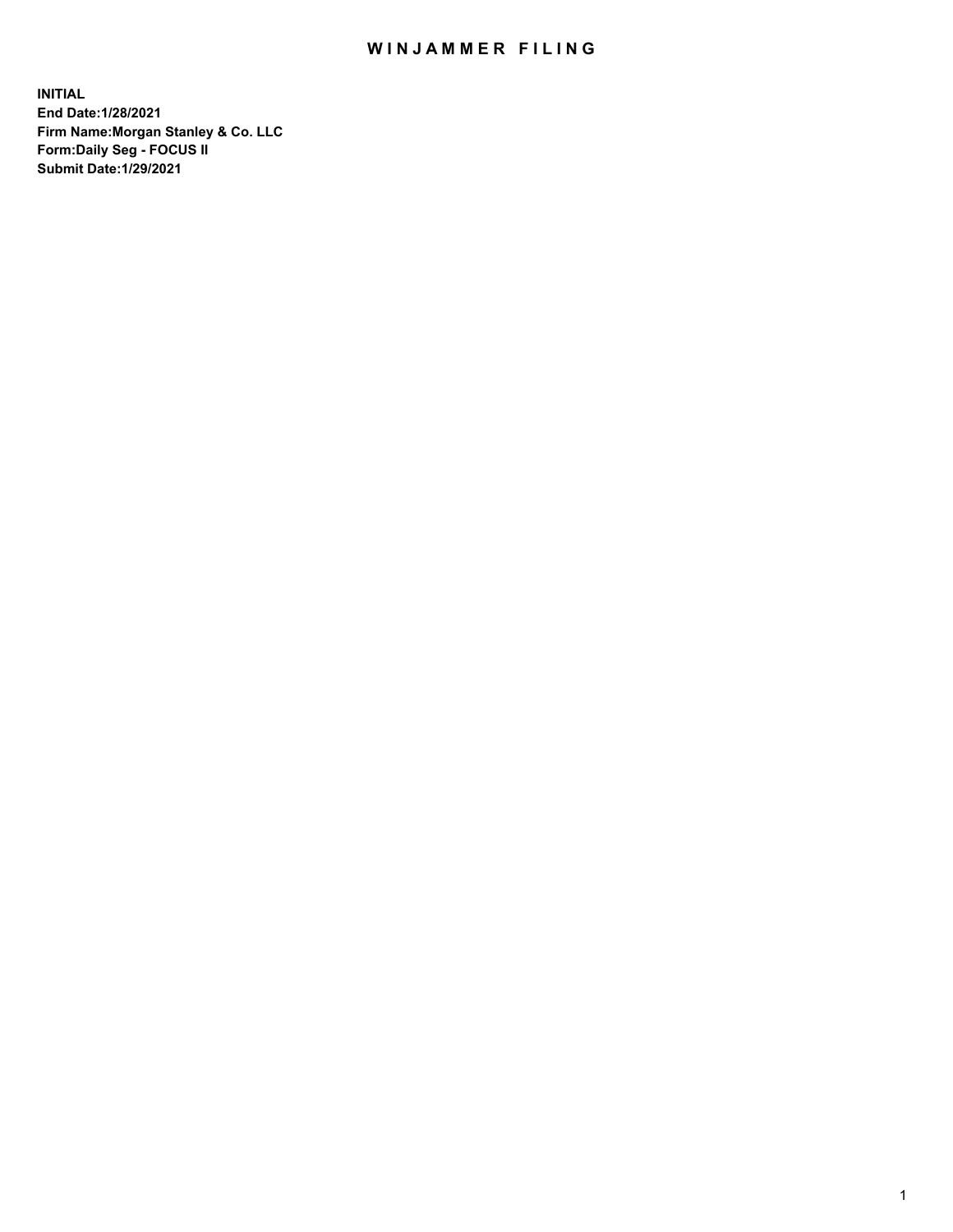# WINJAMMER FILING

**INITIAL**
**End Date:1/28/2021**
**Firm Name:Morgan Stanley & Co. LLC**
**Form:Daily Seg - FOCUS II**
**Submit Date:1/29/2021**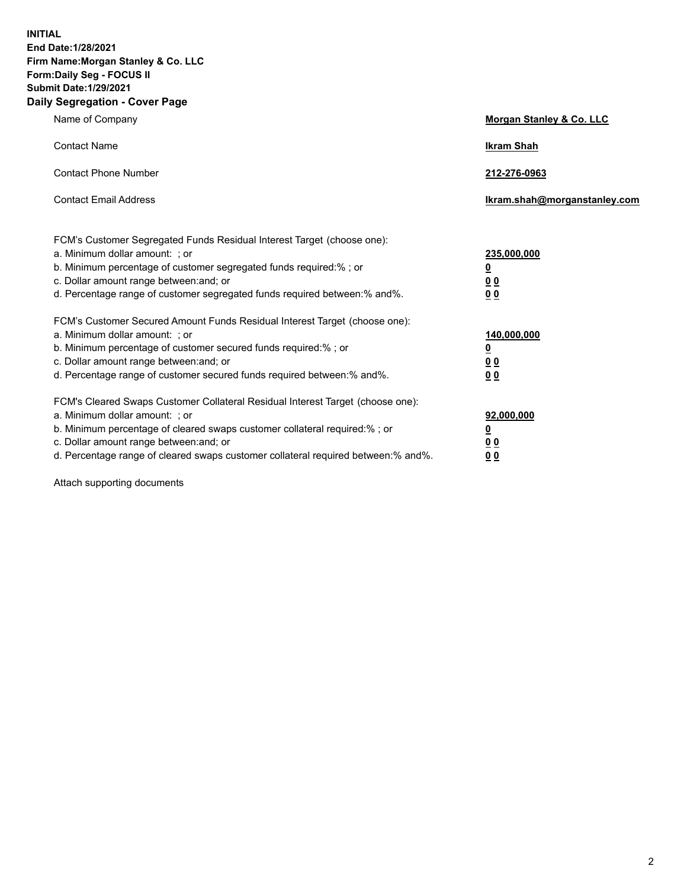**INITIAL**
**End Date:1/28/2021**
**Firm Name:Morgan Stanley & Co. LLC**
**Form:Daily Seg - FOCUS II**
**Submit Date:1/29/2021**
**Daily Segregation - Cover Page**

| | |
|---|---|
| Name of Company | **Morgan Stanley & Co. LLC** |
| Contact Name | **Ikram Shah** |
| Contact Phone Number | **212-276-0963** |
| Contact Email Address | **Ikram.shah@morganstanley.com** |

FCM's Customer Segregated Funds Residual Interest Target (choose one):

| | |
|---|---|
| a. Minimum dollar amount: ; or | **235,000,000** |
| b. Minimum percentage of customer segregated funds required:% ; or | **0** |
| c. Dollar amount range between:and; or | **0 0** |
| d. Percentage range of customer segregated funds required between:% and%. | **0 0** |

FCM's Customer Secured Amount Funds Residual Interest Target (choose one):

| | |
|---|---|
| a. Minimum dollar amount: ; or | **140,000,000** |
| b. Minimum percentage of customer secured funds required:% ; or | **0** |
| c. Dollar amount range between:and; or | **0 0** |
| d. Percentage range of customer secured funds required between:% and%. | **0 0** |

FCM's Cleared Swaps Customer Collateral Residual Interest Target (choose one):

| | |
|---|---|
| a. Minimum dollar amount: ; or | **92,000,000** |
| b. Minimum percentage of cleared swaps customer collateral required:% ; or | **0** |
| c. Dollar amount range between:and; or | **0 0** |
| d. Percentage range of cleared swaps customer collateral required between:% and%. | **0 0** |

Attach supporting documents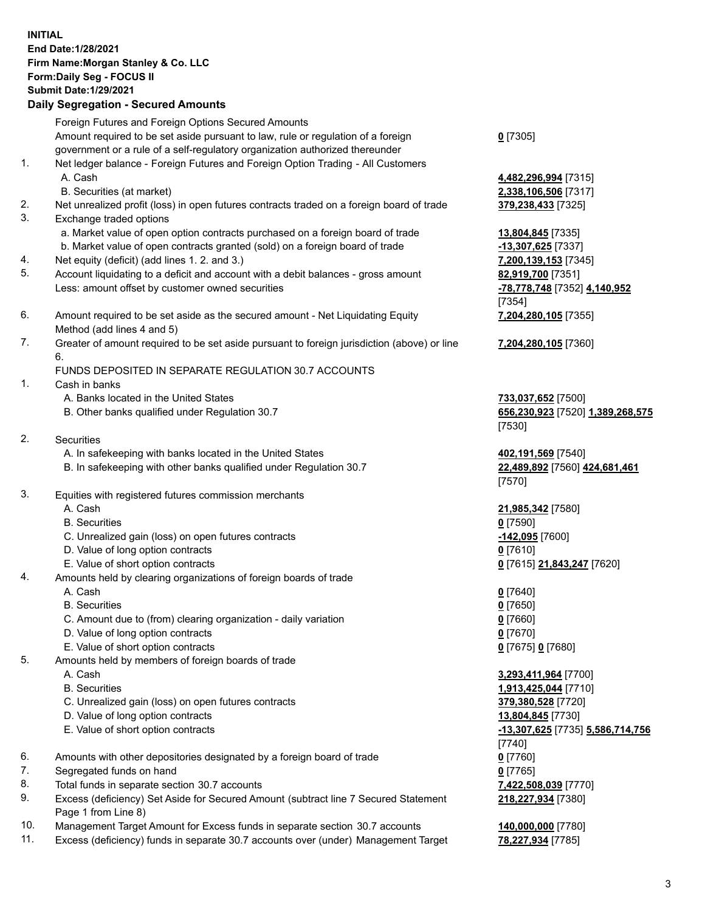**INITIAL**
**End Date:1/28/2021**
**Firm Name:Morgan Stanley & Co. LLC**
**Form:Daily Seg - FOCUS II**
**Submit Date:1/29/2021**

**Daily Segregation - Secured Amounts**

| | | |
|---|---|---|
| | Foreign Futures and Foreign Options Secured Amounts | |
| | Amount required to be set aside pursuant to law, rule or regulation of a foreign government or a rule of a self-regulatory organization authorized thereunder | **0** [7305] |
| 1. | Net ledger balance - Foreign Futures and Foreign Option Trading - All Customers | |
| | A. Cash | **4,482,296,994** [7315] |
| | B. Securities (at market) | **2,338,106,506** [7317] |
| 2. | Net unrealized profit (loss) in open futures contracts traded on a foreign board of trade | **379,238,433** [7325] |
| 3. | Exchange traded options | |
| | a. Market value of open option contracts purchased on a foreign board of trade | **13,804,845** [7335] |
| | b. Market value of open contracts granted (sold) on a foreign board of trade | **-13,307,625** [7337] |
| 4. | Net equity (deficit) (add lines 1. 2. and 3.) | **7,200,139,153** [7345] |
| 5. | Account liquidating to a deficit and account with a debit balances - gross amount | **82,919,700** [7351] |
| | Less: amount offset by customer owned securities | **-78,778,748** [7352] **4,140,952** [7354] |
| 6. | Amount required to be set aside as the secured amount - Net Liquidating Equity Method (add lines 4 and 5) | **7,204,280,105** [7355] |
| 7. | Greater of amount required to be set aside pursuant to foreign jurisdiction (above) or line 6. | **7,204,280,105** [7360] |
| | FUNDS DEPOSITED IN SEPARATE REGULATION 30.7 ACCOUNTS | |
| 1. | Cash in banks | |
| | A. Banks located in the United States | **733,037,652** [7500] |
| | B. Other banks qualified under Regulation 30.7 | **656,230,923** [7520] **1,389,268,575** [7530] |
| 2. | Securities | |
| | A. In safekeeping with banks located in the United States | **402,191,569** [7540] |
| | B. In safekeeping with other banks qualified under Regulation 30.7 | **22,489,892** [7560] **424,681,461** [7570] |
| 3. | Equities with registered futures commission merchants | |
| | A. Cash | **21,985,342** [7580] |
| | B. Securities | **0** [7590] |
| | C. Unrealized gain (loss) on open futures contracts | **-142,095** [7600] |
| | D. Value of long option contracts | **0** [7610] |
| | E. Value of short option contracts | **0** [7615] **21,843,247** [7620] |
| 4. | Amounts held by clearing organizations of foreign boards of trade | |
| | A. Cash | **0** [7640] |
| | B. Securities | **0** [7650] |
| | C. Amount due to (from) clearing organization - daily variation | **0** [7660] |
| | D. Value of long option contracts | **0** [7670] |
| | E. Value of short option contracts | **0** [7675] **0** [7680] |
| 5. | Amounts held by members of foreign boards of trade | |
| | A. Cash | **3,293,411,964** [7700] |
| | B. Securities | **1,913,425,044** [7710] |
| | C. Unrealized gain (loss) on open futures contracts | **379,380,528** [7720] |
| | D. Value of long option contracts | **13,804,845** [7730] |
| | E. Value of short option contracts | **-13,307,625** [7735] **5,586,714,756** [7740] |
| 6. | Amounts with other depositories designated by a foreign board of trade | **0** [7760] |
| 7. | Segregated funds on hand | **0** [7765] |
| 8. | Total funds in separate section 30.7 accounts | **7,422,508,039** [7770] |
| 9. | Excess (deficiency) Set Aside for Secured Amount (subtract line 7 Secured Statement Page 1 from Line 8) | **218,227,934** [7380] |
| 10. | Management Target Amount for Excess funds in separate section 30.7 accounts | **140,000,000** [7780] |
| 11. | Excess (deficiency) funds in separate 30.7 accounts over (under) Management Target | **78,227,934** [7785] |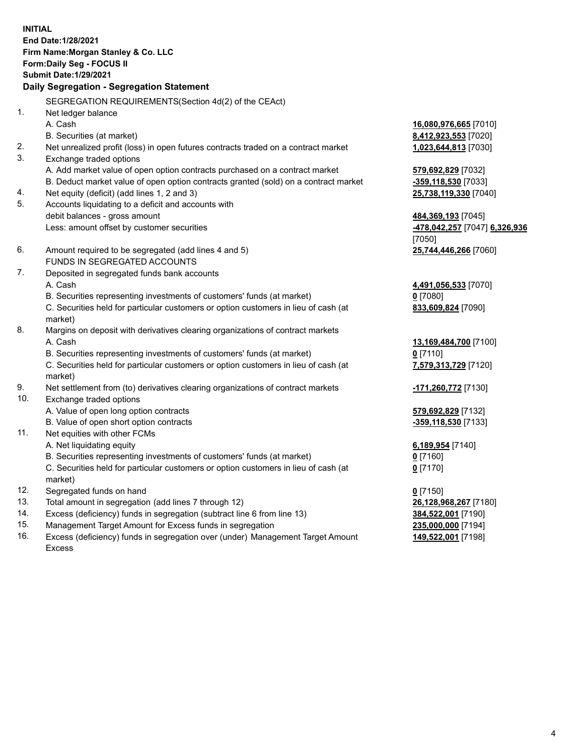**INITIAL**
**End Date:1/28/2021**
**Firm Name:Morgan Stanley & Co. LLC**
**Form:Daily Seg - FOCUS II**
**Submit Date:1/29/2021**

## Daily Segregation - Segregation Statement

SEGREGATION REQUIREMENTS(Section 4d(2) of the CEAct)

| | | |
|---|---|---|
| 1. | Net ledger balance | |
| | A. Cash | **16,080,976,665** [7010] |
| | B. Securities (at market) | **8,412,923,553** [7020] |
| 2. | Net unrealized profit (loss) in open futures contracts traded on a contract market | **1,023,644,813** [7030] |
| 3. | Exchange traded options | |
| | A. Add market value of open option contracts purchased on a contract market | **579,692,829** [7032] |
| | B. Deduct market value of open option contracts granted (sold) on a contract market | **-359,118,530** [7033] |
| 4. | Net equity (deficit) (add lines 1, 2 and 3) | **25,738,119,330** [7040] |
| 5. | Accounts liquidating to a deficit and accounts with debit balances - gross amount | **484,369,193** [7045] |
| | Less: amount offset by customer securities | **-478,042,257** [7047] **6,326,936** [7050] |
| 6. | Amount required to be segregated (add lines 4 and 5) | **25,744,446,266** [7060] |
| | FUNDS IN SEGREGATED ACCOUNTS | |
| 7. | Deposited in segregated funds bank accounts | |
| | A. Cash | **4,491,056,533** [7070] |
| | B. Securities representing investments of customers' funds (at market) | **0** [7080] |
| | C. Securities held for particular customers or option customers in lieu of cash (at market) | **833,609,824** [7090] |
| 8. | Margins on deposit with derivatives clearing organizations of contract markets | |
| | A. Cash | **13,169,484,700** [7100] |
| | B. Securities representing investments of customers' funds (at market) | **0** [7110] |
| | C. Securities held for particular customers or option customers in lieu of cash (at market) | **7,579,313,729** [7120] |
| 9. | Net settlement from (to) derivatives clearing organizations of contract markets | **-171,260,772** [7130] |
| 10. | Exchange traded options | |
| | A. Value of open long option contracts | **579,692,829** [7132] |
| | B. Value of open short option contracts | **-359,118,530** [7133] |
| 11. | Net equities with other FCMs | |
| | A. Net liquidating equity | **6,189,954** [7140] |
| | B. Securities representing investments of customers' funds (at market) | **0** [7160] |
| | C. Securities held for particular customers or option customers in lieu of cash (at market) | **0** [7170] |
| 12. | Segregated funds on hand | **0** [7150] |
| 13. | Total amount in segregation (add lines 7 through 12) | **26,128,968,267** [7180] |
| 14. | Excess (deficiency) funds in segregation (subtract line 6 from line 13) | **384,522,001** [7190] |
| 15. | Management Target Amount for Excess funds in segregation | **235,000,000** [7194] |
| 16. | Excess (deficiency) funds in segregation over (under) Management Target Amount Excess | **149,522,001** [7198] |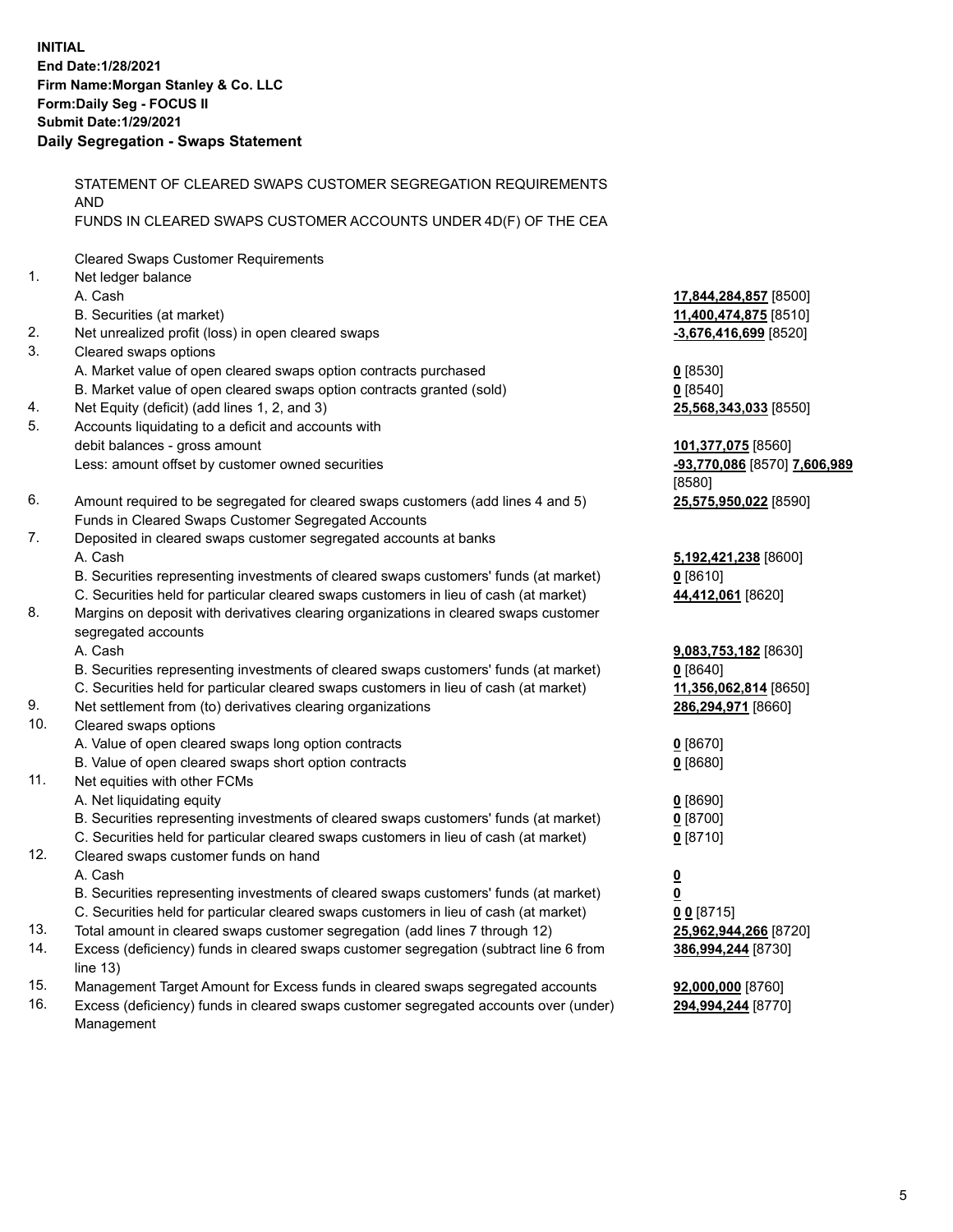**INITIAL**
**End Date:1/28/2021**
**Firm Name:Morgan Stanley & Co. LLC**
**Form:Daily Seg - FOCUS II**
**Submit Date:1/29/2021**
**Daily Segregation - Swaps Statement**

STATEMENT OF CLEARED SWAPS CUSTOMER SEGREGATION REQUIREMENTS AND
FUNDS IN CLEARED SWAPS CUSTOMER ACCOUNTS UNDER 4D(F) OF THE CEA

| | | |
|---|---|---|
| | Cleared Swaps Customer Requirements | |
| 1. | Net ledger balance | |
| | A. Cash | **17,844,284,857** [8500] |
| | B. Securities (at market) | **11,400,474,875** [8510] |
| 2. | Net unrealized profit (loss) in open cleared swaps | **-3,676,416,699** [8520] |
| 3. | Cleared swaps options | |
| | A. Market value of open cleared swaps option contracts purchased | **0** [8530] |
| | B. Market value of open cleared swaps option contracts granted (sold) | **0** [8540] |
| 4. | Net Equity (deficit) (add lines 1, 2, and 3) | **25,568,343,033** [8550] |
| 5. | Accounts liquidating to a deficit and accounts with debit balances - gross amount | **101,377,075** [8560] |
| | Less: amount offset by customer owned securities | **-93,770,086** [8570] **7,606,989** [8580] |
| 6. | Amount required to be segregated for cleared swaps customers (add lines 4 and 5) | **25,575,950,022** [8590] |
| | Funds in Cleared Swaps Customer Segregated Accounts | |
| 7. | Deposited in cleared swaps customer segregated accounts at banks | |
| | A. Cash | **5,192,421,238** [8600] |
| | B. Securities representing investments of cleared swaps customers' funds (at market) | **0** [8610] |
| | C. Securities held for particular cleared swaps customers in lieu of cash (at market) | **44,412,061** [8620] |
| 8. | Margins on deposit with derivatives clearing organizations in cleared swaps customer segregated accounts | |
| | A. Cash | **9,083,753,182** [8630] |
| | B. Securities representing investments of cleared swaps customers' funds (at market) | **0** [8640] |
| | C. Securities held for particular cleared swaps customers in lieu of cash (at market) | **11,356,062,814** [8650] |
| 9. | Net settlement from (to) derivatives clearing organizations | **286,294,971** [8660] |
| 10. | Cleared swaps options | |
| | A. Value of open cleared swaps long option contracts | **0** [8670] |
| | B. Value of open cleared swaps short option contracts | **0** [8680] |
| 11. | Net equities with other FCMs | |
| | A. Net liquidating equity | **0** [8690] |
| | B. Securities representing investments of cleared swaps customers' funds (at market) | **0** [8700] |
| | C. Securities held for particular cleared swaps customers in lieu of cash (at market) | **0** [8710] |
| 12. | Cleared swaps customer funds on hand | |
| | A. Cash | **0** |
| | B. Securities representing investments of cleared swaps customers' funds (at market) | **0** |
| | C. Securities held for particular cleared swaps customers in lieu of cash (at market) | **0** **0** [8715] |
| 13. | Total amount in cleared swaps customer segregation (add lines 7 through 12) | **25,962,944,266** [8720] |
| 14. | Excess (deficiency) funds in cleared swaps customer segregation (subtract line 6 from line 13) | **386,994,244** [8730] |
| 15. | Management Target Amount for Excess funds in cleared swaps segregated accounts | **92,000,000** [8760] |
| 16. | Excess (deficiency) funds in cleared swaps customer segregated accounts over (under) Management | **294,994,244** [8770] |